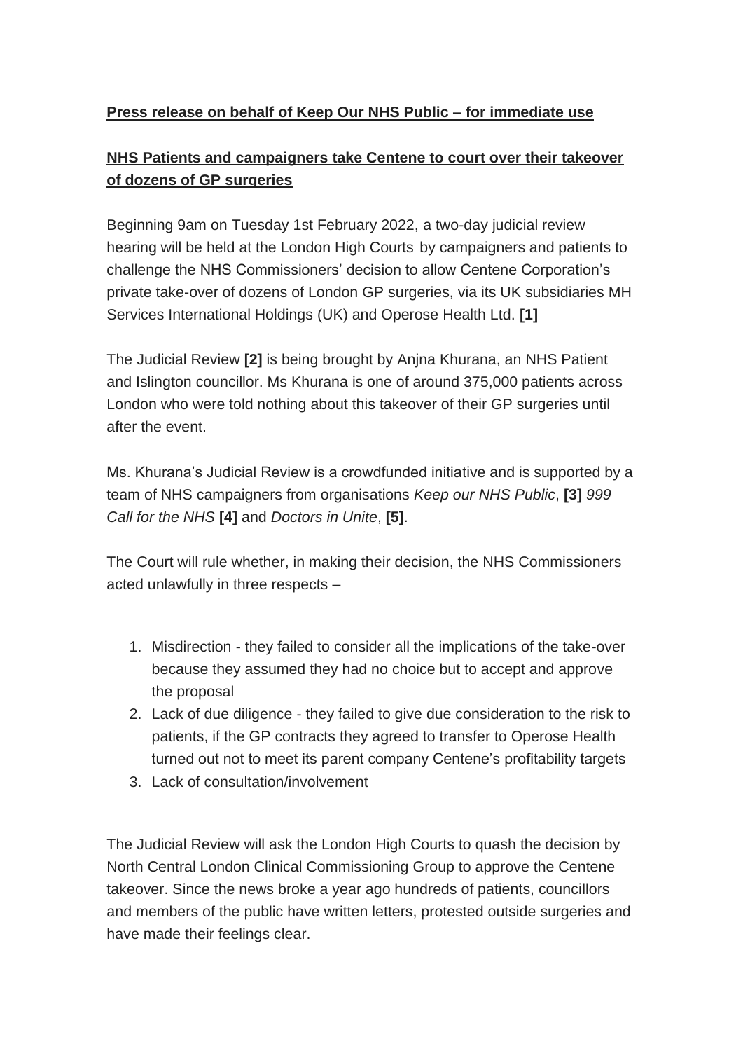**Press release on behalf of Keep Our NHS Public – for immediate use**

## NHS Patients and campaigners take Centene to court over their takeover of dozens of GP surgeries

Beginning 9am on Tuesday 1st February 2022, a two-day judicial review hearing will be held at the London High Courts by campaigners and patients to challenge the NHS Commissioners' decision to allow Centene Corporation's private take-over of dozens of London GP surgeries, via its UK subsidiaries MH Services International Holdings (UK) and Operose Health Ltd. **[1]**

The Judicial Review **[2]** is being brought by Anjna Khurana, an NHS Patient and Islington councillor. Ms Khurana is one of around 375,000 patients across London who were told nothing about this takeover of their GP surgeries until after the event.

Ms. Khurana's Judicial Review is a crowdfunded initiative and is supported by a team of NHS campaigners from organisations *Keep our NHS Public*, **[3]** *999 Call for the NHS* **[4]** and *Doctors in Unite*, **[5]**.

The Court will rule whether, in making their decision, the NHS Commissioners acted unlawfully in three respects –

1. Misdirection - they failed to consider all the implications of the take-over because they assumed they had no choice but to accept and approve the proposal
2. Lack of due diligence - they failed to give due consideration to the risk to patients, if the GP contracts they agreed to transfer to Operose Health turned out not to meet its parent company Centene's profitability targets
3. Lack of consultation/involvement

The Judicial Review will ask the London High Courts to quash the decision by North Central London Clinical Commissioning Group to approve the Centene takeover. Since the news broke a year ago hundreds of patients, councillors and members of the public have written letters, protested outside surgeries and have made their feelings clear.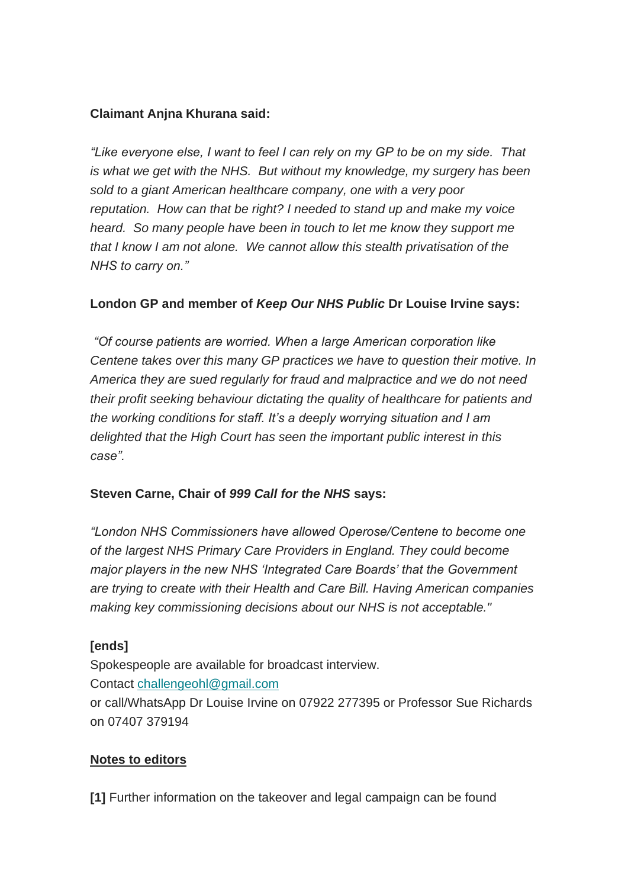**Claimant Anjna Khurana said:**

*"Like everyone else, I want to feel I can rely on my GP to be on my side. That is what we get with the NHS. But without my knowledge, my surgery has been sold to a giant American healthcare company, one with a very poor reputation. How can that be right? I needed to stand up and make my voice heard. So many people have been in touch to let me know they support me that I know I am not alone. We cannot allow this stealth privatisation of the NHS to carry on."*

**London GP and member of *Keep Our NHS Public* Dr Louise Irvine says:**

*"Of course patients are worried. When a large American corporation like Centene takes over this many GP practices we have to question their motive. In America they are sued regularly for fraud and malpractice and we do not need their profit seeking behaviour dictating the quality of healthcare for patients and the working conditions for staff. It's a deeply worrying situation and I am delighted that the High Court has seen the important public interest in this case".*

**Steven Carne, Chair of *999 Call for the NHS* says:**

*"London NHS Commissioners have allowed Operose/Centene to become one of the largest NHS Primary Care Providers in England. They could become major players in the new NHS 'Integrated Care Boards' that the Government are trying to create with their Health and Care Bill. Having American companies making key commissioning decisions about our NHS is not acceptable."*

**[ends]**

Spokespeople are available for broadcast interview.
Contact challengeohl@gmail.com
or call/WhatsApp Dr Louise Irvine on 07922 277395 or Professor Sue Richards on 07407 379194

**Notes to editors**

**[1]** Further information on the takeover and legal campaign can be found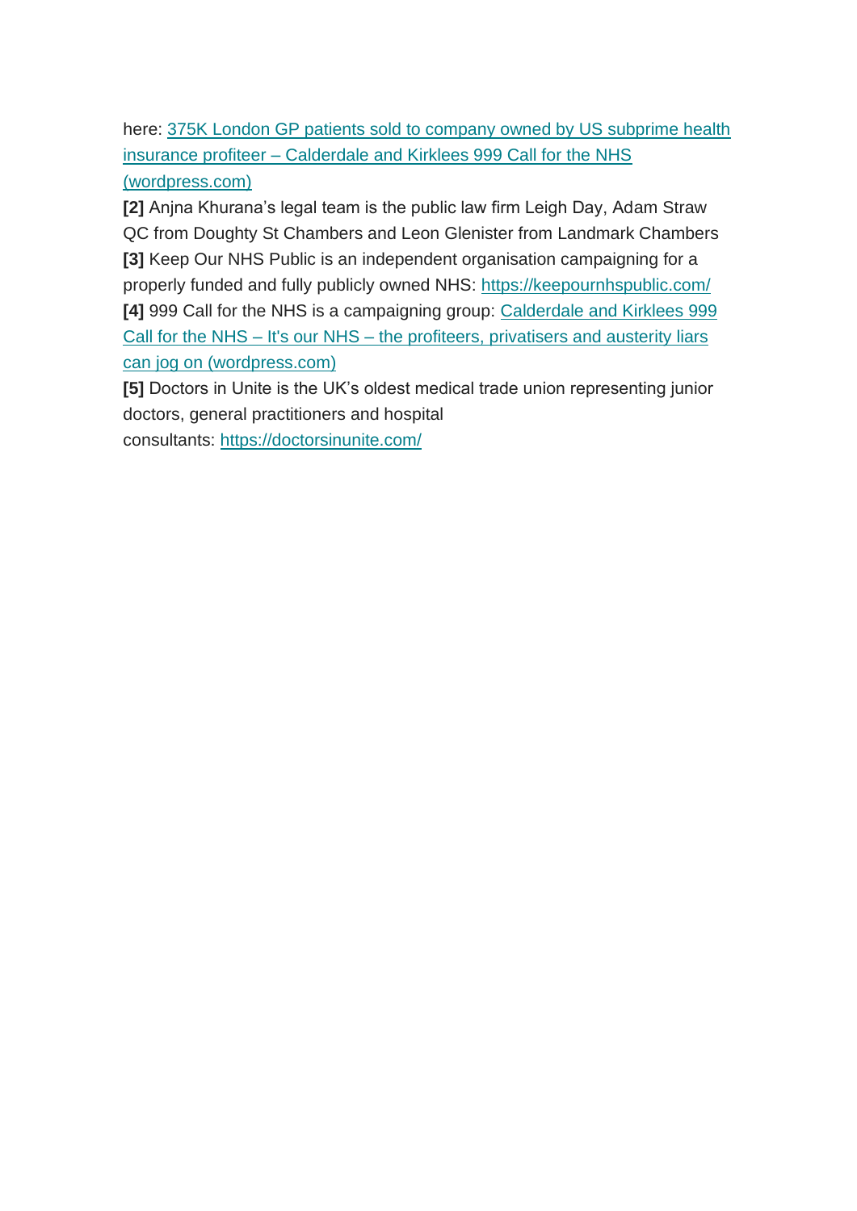here: [375K London GP patients sold to company owned by US subprime health insurance profiteer – Calderdale and Kirklees 999 Call for the NHS (wordpress.com)]

**[2]** Anjna Khurana's legal team is the public law firm Leigh Day, Adam Straw QC from Doughty St Chambers and Leon Glenister from Landmark Chambers

**[3]** Keep Our NHS Public is an independent organisation campaigning for a properly funded and fully publicly owned NHS: https://keepournhspublic.com/

**[4]** 999 Call for the NHS is a campaigning group: [Calderdale and Kirklees 999 Call for the NHS – It's our NHS – the profiteers, privatisers and austerity liars can jog on (wordpress.com)]

**[5]** Doctors in Unite is the UK's oldest medical trade union representing junior doctors, general practitioners and hospital consultants: https://doctorsinunite.com/